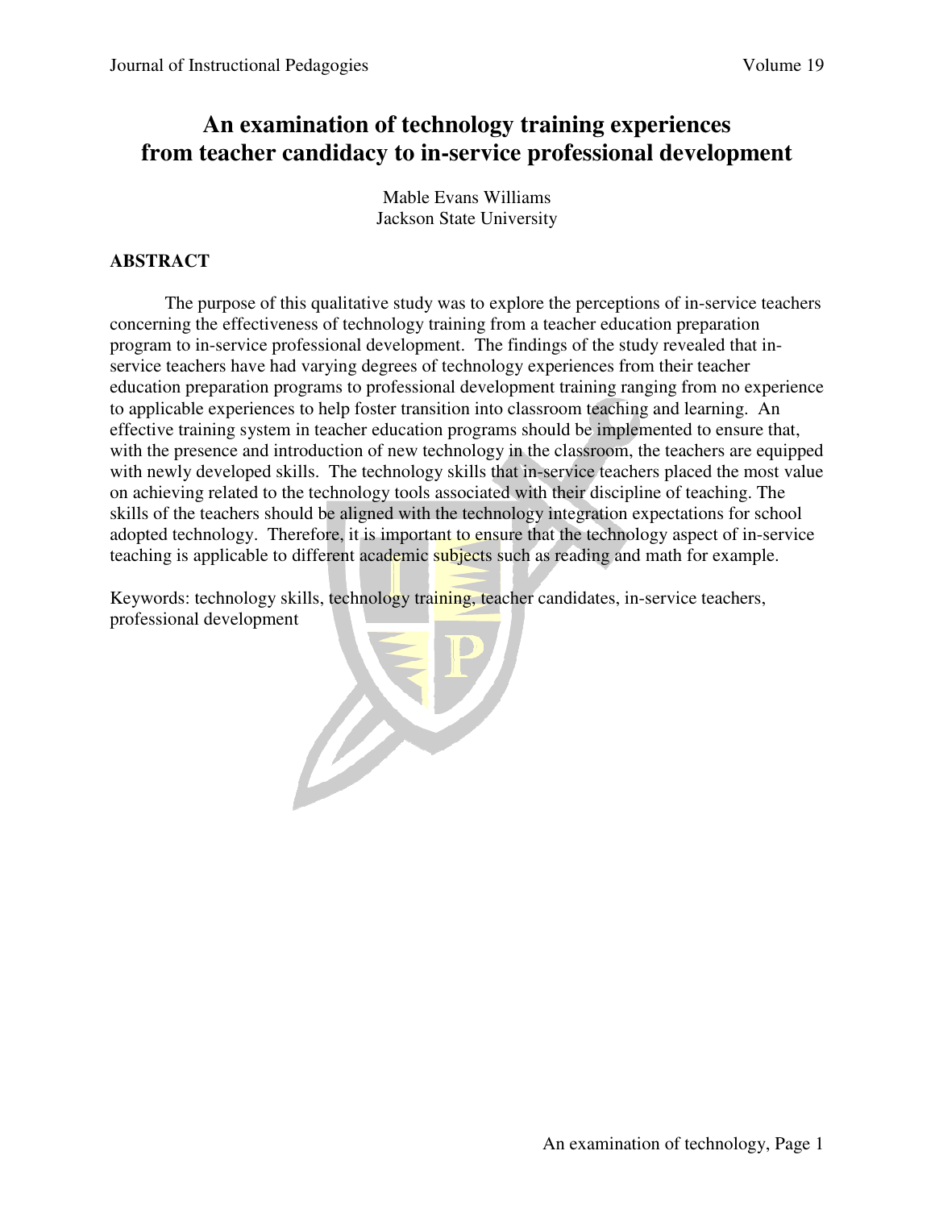# An examination of technology training experiences from teacher candidacy to in-service professional development

Mable Evans Williams
Jackson State University

## ABSTRACT

The purpose of this qualitative study was to explore the perceptions of in-service teachers concerning the effectiveness of technology training from a teacher education preparation program to in-service professional development. The findings of the study revealed that in-service teachers have had varying degrees of technology experiences from their teacher education preparation programs to professional development training ranging from no experience to applicable experiences to help foster transition into classroom teaching and learning. An effective training system in teacher education programs should be implemented to ensure that, with the presence and introduction of new technology in the classroom, the teachers are equipped with newly developed skills. The technology skills that in-service teachers placed the most value on achieving related to the technology tools associated with their discipline of teaching. The skills of the teachers should be aligned with the technology integration expectations for school adopted technology. Therefore, it is important to ensure that the technology aspect of in-service teaching is applicable to different academic subjects such as reading and math for example.

Keywords: technology skills, technology training, teacher candidates, in-service teachers, professional development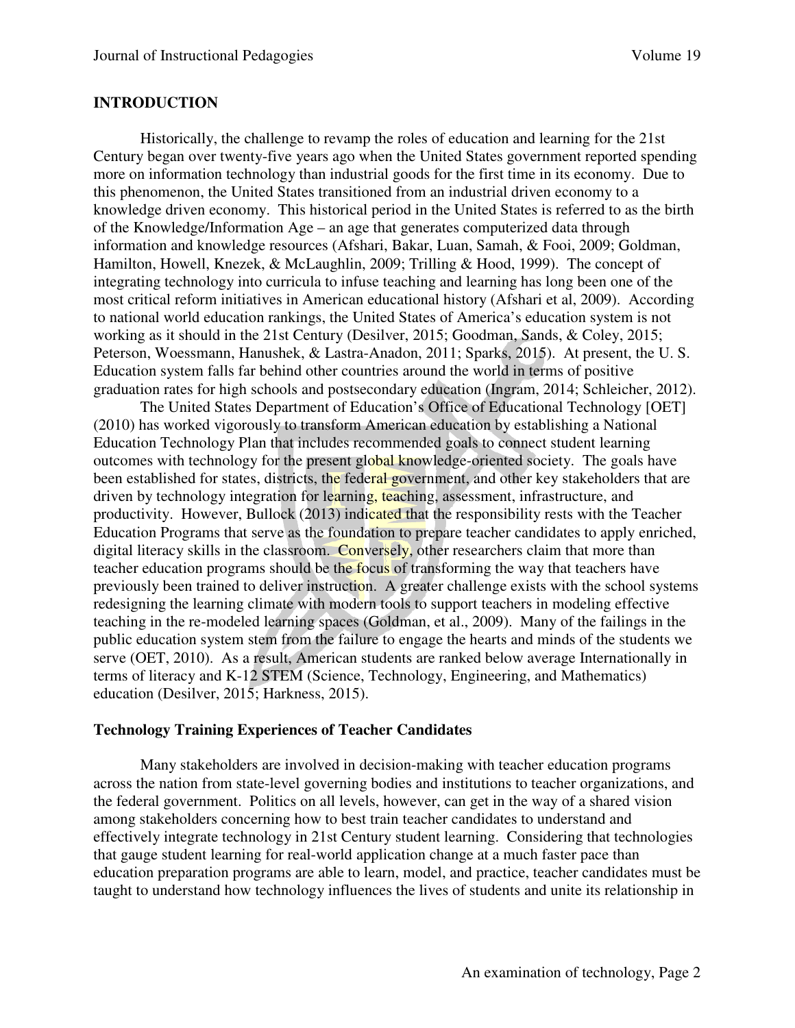## INTRODUCTION

Historically, the challenge to revamp the roles of education and learning for the 21st Century began over twenty-five years ago when the United States government reported spending more on information technology than industrial goods for the first time in its economy. Due to this phenomenon, the United States transitioned from an industrial driven economy to a knowledge driven economy. This historical period in the United States is referred to as the birth of the Knowledge/Information Age – an age that generates computerized data through information and knowledge resources (Afshari, Bakar, Luan, Samah, & Fooi, 2009; Goldman, Hamilton, Howell, Knezek, & McLaughlin, 2009; Trilling & Hood, 1999). The concept of integrating technology into curricula to infuse teaching and learning has long been one of the most critical reform initiatives in American educational history (Afshari et al, 2009). According to national world education rankings, the United States of America's education system is not working as it should in the 21st Century (Desilver, 2015; Goodman, Sands, & Coley, 2015; Peterson, Woessmann, Hanushek, & Lastra-Anadon, 2011; Sparks, 2015). At present, the U. S. Education system falls far behind other countries around the world in terms of positive graduation rates for high schools and postsecondary education (Ingram, 2014; Schleicher, 2012).

The United States Department of Education's Office of Educational Technology [OET] (2010) has worked vigorously to transform American education by establishing a National Education Technology Plan that includes recommended goals to connect student learning outcomes with technology for the present global knowledge-oriented society. The goals have been established for states, districts, the federal government, and other key stakeholders that are driven by technology integration for learning, teaching, assessment, infrastructure, and productivity. However, Bullock (2013) indicated that the responsibility rests with the Teacher Education Programs that serve as the foundation to prepare teacher candidates to apply enriched, digital literacy skills in the classroom. Conversely, other researchers claim that more than teacher education programs should be the focus of transforming the way that teachers have previously been trained to deliver instruction. A greater challenge exists with the school systems redesigning the learning climate with modern tools to support teachers in modeling effective teaching in the re-modeled learning spaces (Goldman, et al., 2009). Many of the failings in the public education system stem from the failure to engage the hearts and minds of the students we serve (OET, 2010). As a result, American students are ranked below average Internationally in terms of literacy and K-12 STEM (Science, Technology, Engineering, and Mathematics) education (Desilver, 2015; Harkness, 2015).

### Technology Training Experiences of Teacher Candidates

Many stakeholders are involved in decision-making with teacher education programs across the nation from state-level governing bodies and institutions to teacher organizations, and the federal government. Politics on all levels, however, can get in the way of a shared vision among stakeholders concerning how to best train teacher candidates to understand and effectively integrate technology in 21st Century student learning. Considering that technologies that gauge student learning for real-world application change at a much faster pace than education preparation programs are able to learn, model, and practice, teacher candidates must be taught to understand how technology influences the lives of students and unite its relationship in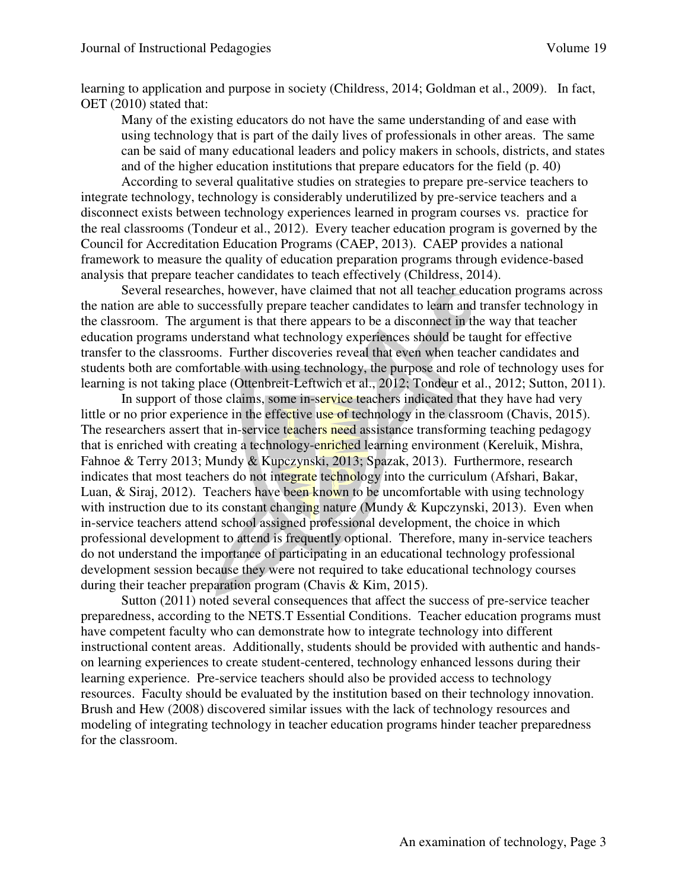learning to application and purpose in society (Childress, 2014; Goldman et al., 2009). In fact, OET (2010) stated that:

> Many of the existing educators do not have the same understanding of and ease with using technology that is part of the daily lives of professionals in other areas. The same can be said of many educational leaders and policy makers in schools, districts, and states and of the higher education institutions that prepare educators for the field (p. 40)

According to several qualitative studies on strategies to prepare pre-service teachers to integrate technology, technology is considerably underutilized by pre-service teachers and a disconnect exists between technology experiences learned in program courses vs. practice for the real classrooms (Tondeur et al., 2012). Every teacher education program is governed by the Council for Accreditation Education Programs (CAEP, 2013). CAEP provides a national framework to measure the quality of education preparation programs through evidence-based analysis that prepare teacher candidates to teach effectively (Childress, 2014).

Several researches, however, have claimed that not all teacher education programs across the nation are able to successfully prepare teacher candidates to learn and transfer technology in the classroom. The argument is that there appears to be a disconnect in the way that teacher education programs understand what technology experiences should be taught for effective transfer to the classrooms. Further discoveries reveal that even when teacher candidates and students both are comfortable with using technology, the purpose and role of technology uses for learning is not taking place (Ottenbreit-Leftwich et al., 2012; Tondeur et al., 2012; Sutton, 2011).

In support of those claims, some in-service teachers indicated that they have had very little or no prior experience in the effective use of technology in the classroom (Chavis, 2015). The researchers assert that in-service teachers need assistance transforming teaching pedagogy that is enriched with creating a technology-enriched learning environment (Kereluik, Mishra, Fahnoe & Terry 2013; Mundy & Kupczynski, 2013; Spazak, 2013). Furthermore, research indicates that most teachers do not integrate technology into the curriculum (Afshari, Bakar, Luan, & Siraj, 2012). Teachers have been known to be uncomfortable with using technology with instruction due to its constant changing nature (Mundy & Kupczynski, 2013). Even when in-service teachers attend school assigned professional development, the choice in which professional development to attend is frequently optional. Therefore, many in-service teachers do not understand the importance of participating in an educational technology professional development session because they were not required to take educational technology courses during their teacher preparation program (Chavis & Kim, 2015).

Sutton (2011) noted several consequences that affect the success of pre-service teacher preparedness, according to the NETS.T Essential Conditions. Teacher education programs must have competent faculty who can demonstrate how to integrate technology into different instructional content areas. Additionally, students should be provided with authentic and hands-on learning experiences to create student-centered, technology enhanced lessons during their learning experience. Pre-service teachers should also be provided access to technology resources. Faculty should be evaluated by the institution based on their technology innovation. Brush and Hew (2008) discovered similar issues with the lack of technology resources and modeling of integrating technology in teacher education programs hinder teacher preparedness for the classroom.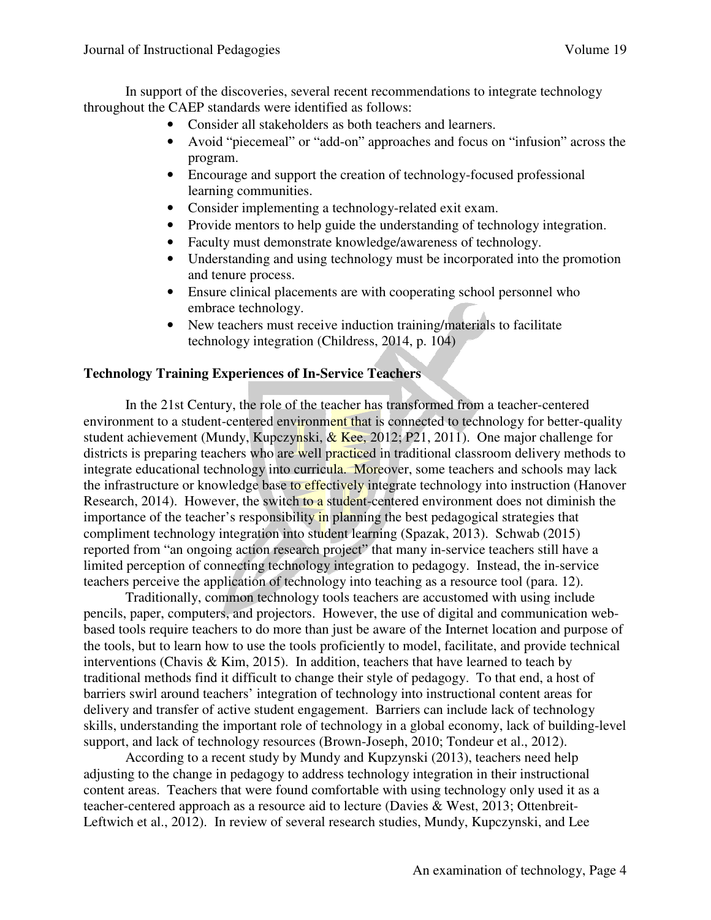In support of the discoveries, several recent recommendations to integrate technology throughout the CAEP standards were identified as follows:

- Consider all stakeholders as both teachers and learners.
- Avoid "piecemeal" or "add-on" approaches and focus on "infusion" across the program.
- Encourage and support the creation of technology-focused professional learning communities.
- Consider implementing a technology-related exit exam.
- Provide mentors to help guide the understanding of technology integration.
- Faculty must demonstrate knowledge/awareness of technology.
- Understanding and using technology must be incorporated into the promotion and tenure process.
- Ensure clinical placements are with cooperating school personnel who embrace technology.
- New teachers must receive induction training/materials to facilitate technology integration (Childress, 2014, p. 104)

**Technology Training Experiences of In-Service Teachers**

In the 21st Century, the role of the teacher has transformed from a teacher-centered environment to a student-centered environment that is connected to technology for better-quality student achievement (Mundy, Kupczynski, & Kee, 2012; P21, 2011). One major challenge for districts is preparing teachers who are well practiced in traditional classroom delivery methods to integrate educational technology into curricula. Moreover, some teachers and schools may lack the infrastructure or knowledge base to effectively integrate technology into instruction (Hanover Research, 2014). However, the switch to a student-centered environment does not diminish the importance of the teacher's responsibility in planning the best pedagogical strategies that compliment technology integration into student learning (Spazak, 2013). Schwab (2015) reported from "an ongoing action research project" that many in-service teachers still have a limited perception of connecting technology integration to pedagogy. Instead, the in-service teachers perceive the application of technology into teaching as a resource tool (para. 12).

Traditionally, common technology tools teachers are accustomed with using include pencils, paper, computers, and projectors. However, the use of digital and communication web-based tools require teachers to do more than just be aware of the Internet location and purpose of the tools, but to learn how to use the tools proficiently to model, facilitate, and provide technical interventions (Chavis & Kim, 2015). In addition, teachers that have learned to teach by traditional methods find it difficult to change their style of pedagogy. To that end, a host of barriers swirl around teachers' integration of technology into instructional content areas for delivery and transfer of active student engagement. Barriers can include lack of technology skills, understanding the important role of technology in a global economy, lack of building-level support, and lack of technology resources (Brown-Joseph, 2010; Tondeur et al., 2012).

According to a recent study by Mundy and Kupzynski (2013), teachers need help adjusting to the change in pedagogy to address technology integration in their instructional content areas. Teachers that were found comfortable with using technology only used it as a teacher-centered approach as a resource aid to lecture (Davies & West, 2013; Ottenbreit-Leftwich et al., 2012). In review of several research studies, Mundy, Kupczynski, and Lee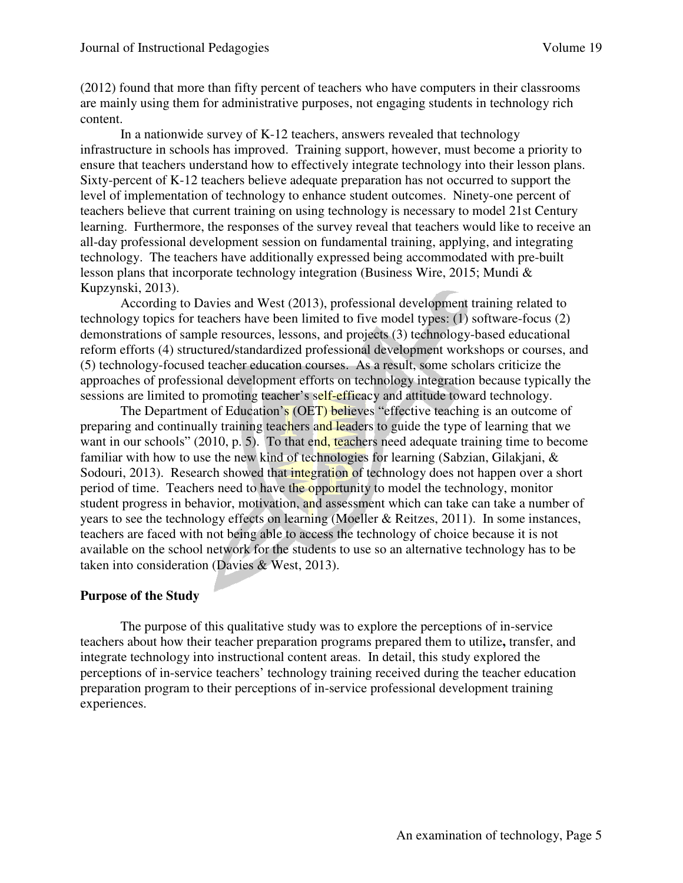(2012) found that more than fifty percent of teachers who have computers in their classrooms are mainly using them for administrative purposes, not engaging students in technology rich content.

In a nationwide survey of K-12 teachers, answers revealed that technology infrastructure in schools has improved. Training support, however, must become a priority to ensure that teachers understand how to effectively integrate technology into their lesson plans. Sixty-percent of K-12 teachers believe adequate preparation has not occurred to support the level of implementation of technology to enhance student outcomes. Ninety-one percent of teachers believe that current training on using technology is necessary to model 21st Century learning. Furthermore, the responses of the survey reveal that teachers would like to receive an all-day professional development session on fundamental training, applying, and integrating technology. The teachers have additionally expressed being accommodated with pre-built lesson plans that incorporate technology integration (Business Wire, 2015; Mundi & Kupzynski, 2013).

According to Davies and West (2013), professional development training related to technology topics for teachers have been limited to five model types: (1) software-focus (2) demonstrations of sample resources, lessons, and projects (3) technology-based educational reform efforts (4) structured/standardized professional development workshops or courses, and (5) technology-focused teacher education courses. As a result, some scholars criticize the approaches of professional development efforts on technology integration because typically the sessions are limited to promoting teacher's self-efficacy and attitude toward technology.

The Department of Education's (OET) believes "effective teaching is an outcome of preparing and continually training teachers and leaders to guide the type of learning that we want in our schools" (2010, p. 5). To that end, teachers need adequate training time to become familiar with how to use the new kind of technologies for learning (Sabzian, Gilakjani, & Sodouri, 2013). Research showed that integration of technology does not happen over a short period of time. Teachers need to have the opportunity to model the technology, monitor student progress in behavior, motivation, and assessment which can take can take a number of years to see the technology effects on learning (Moeller & Reitzes, 2011). In some instances, teachers are faced with not being able to access the technology of choice because it is not available on the school network for the students to use so an alternative technology has to be taken into consideration (Davies & West, 2013).

## Purpose of the Study

The purpose of this qualitative study was to explore the perceptions of in-service teachers about how their teacher preparation programs prepared them to utilize**,** transfer, and integrate technology into instructional content areas. In detail, this study explored the perceptions of in-service teachers' technology training received during the teacher education preparation program to their perceptions of in-service professional development training experiences.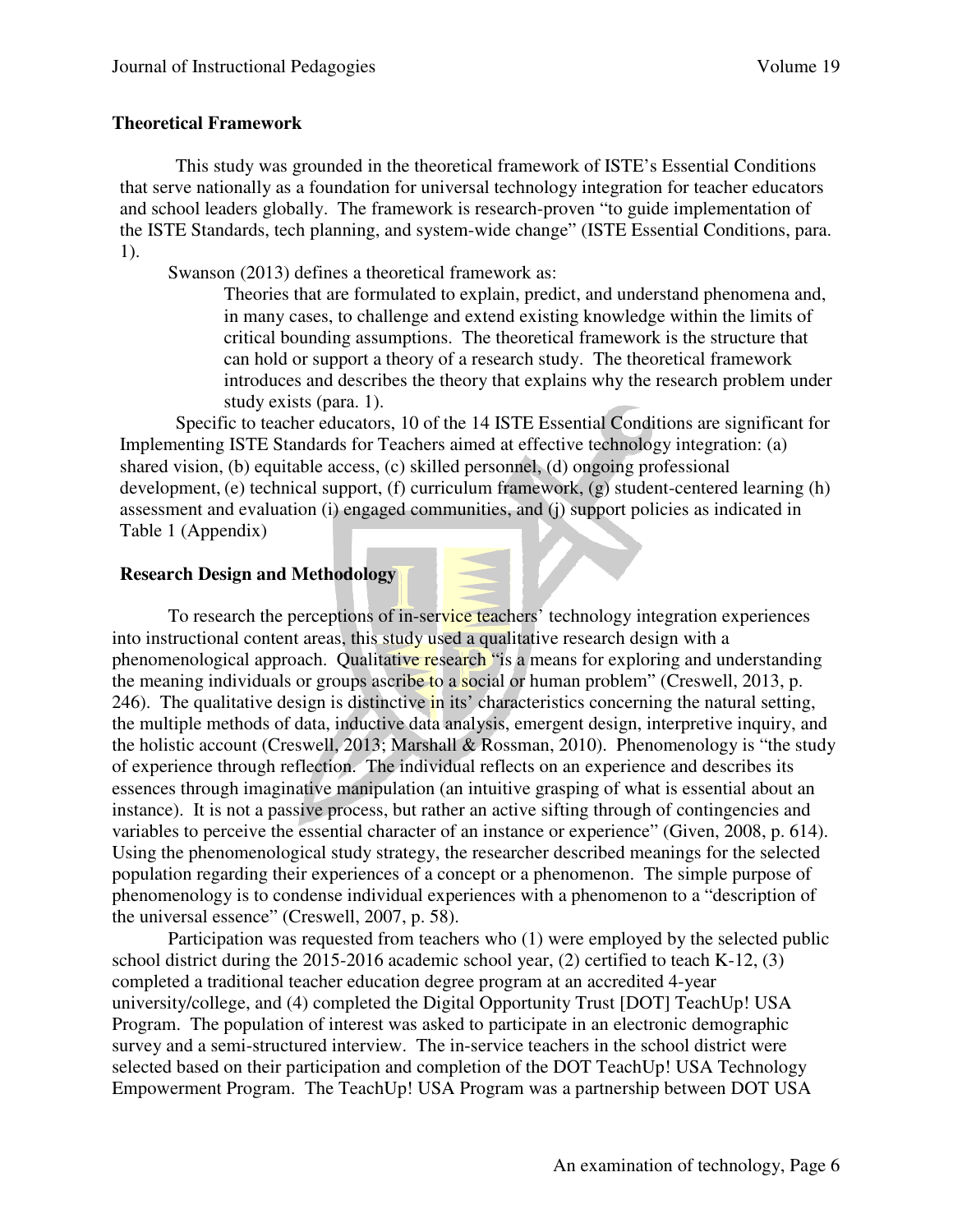## Theoretical Framework

This study was grounded in the theoretical framework of ISTE's Essential Conditions that serve nationally as a foundation for universal technology integration for teacher educators and school leaders globally. The framework is research-proven "to guide implementation of the ISTE Standards, tech planning, and system-wide change" (ISTE Essential Conditions, para. 1).

Swanson (2013) defines a theoretical framework as:

> Theories that are formulated to explain, predict, and understand phenomena and, in many cases, to challenge and extend existing knowledge within the limits of critical bounding assumptions. The theoretical framework is the structure that can hold or support a theory of a research study. The theoretical framework introduces and describes the theory that explains why the research problem under study exists (para. 1).

Specific to teacher educators, 10 of the 14 ISTE Essential Conditions are significant for Implementing ISTE Standards for Teachers aimed at effective technology integration: (a) shared vision, (b) equitable access, (c) skilled personnel, (d) ongoing professional development, (e) technical support, (f) curriculum framework, (g) student-centered learning (h) assessment and evaluation (i) engaged communities, and (j) support policies as indicated in Table 1 (Appendix)

## Research Design and Methodology

To research the perceptions of in-service teachers' technology integration experiences into instructional content areas, this study used a qualitative research design with a phenomenological approach. Qualitative research "is a means for exploring and understanding the meaning individuals or groups ascribe to a social or human problem" (Creswell, 2013, p. 246). The qualitative design is distinctive in its' characteristics concerning the natural setting, the multiple methods of data, inductive data analysis, emergent design, interpretive inquiry, and the holistic account (Creswell, 2013; Marshall & Rossman, 2010). Phenomenology is "the study of experience through reflection. The individual reflects on an experience and describes its essences through imaginative manipulation (an intuitive grasping of what is essential about an instance). It is not a passive process, but rather an active sifting through of contingencies and variables to perceive the essential character of an instance or experience" (Given, 2008, p. 614). Using the phenomenological study strategy, the researcher described meanings for the selected population regarding their experiences of a concept or a phenomenon. The simple purpose of phenomenology is to condense individual experiences with a phenomenon to a "description of the universal essence" (Creswell, 2007, p. 58).

Participation was requested from teachers who (1) were employed by the selected public school district during the 2015-2016 academic school year, (2) certified to teach K-12, (3) completed a traditional teacher education degree program at an accredited 4-year university/college, and (4) completed the Digital Opportunity Trust [DOT] TeachUp! USA Program. The population of interest was asked to participate in an electronic demographic survey and a semi-structured interview. The in-service teachers in the school district were selected based on their participation and completion of the DOT TeachUp! USA Technology Empowerment Program. The TeachUp! USA Program was a partnership between DOT USA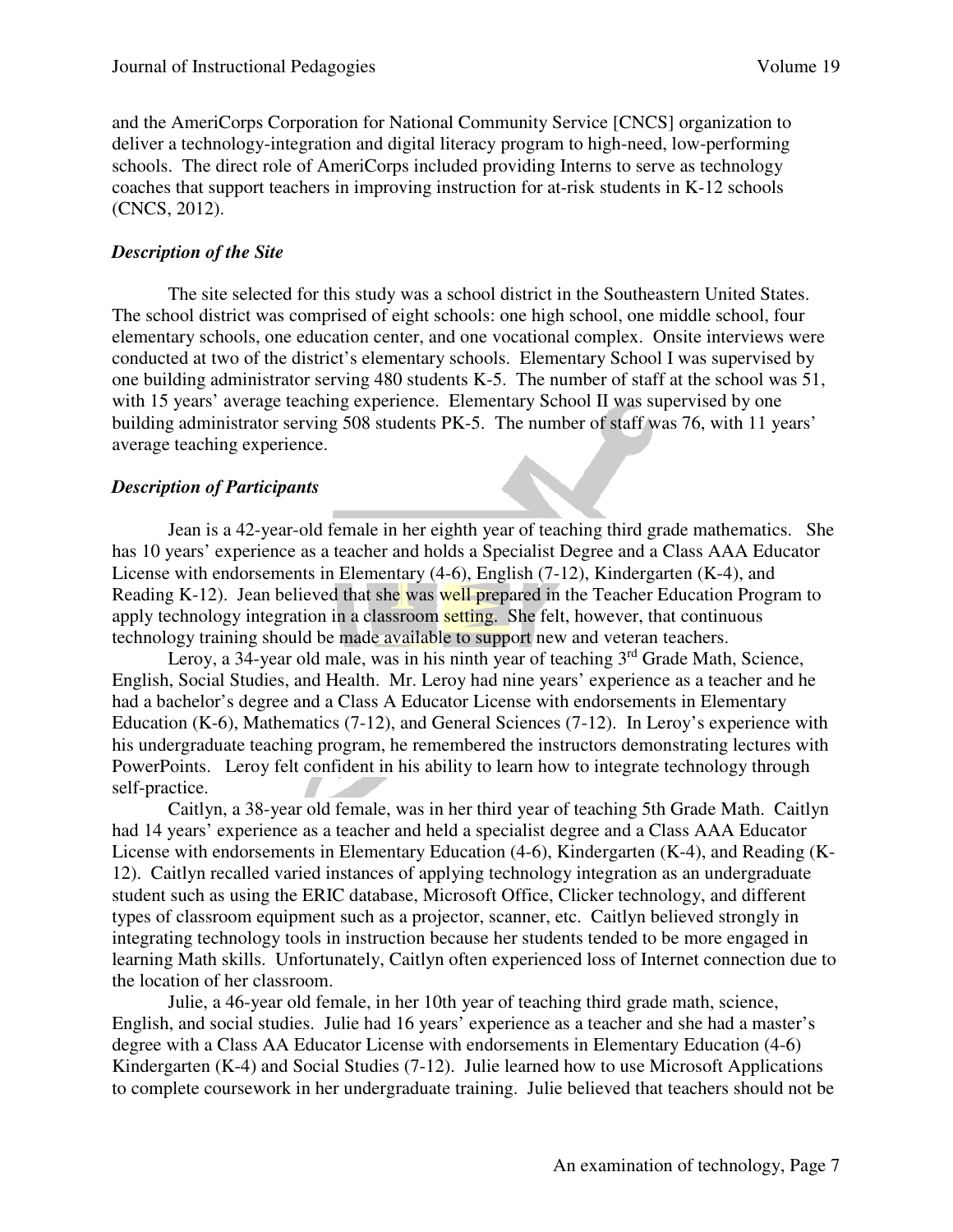and the AmeriCorps Corporation for National Community Service [CNCS] organization to deliver a technology-integration and digital literacy program to high-need, low-performing schools. The direct role of AmeriCorps included providing Interns to serve as technology coaches that support teachers in improving instruction for at-risk students in K-12 schools (CNCS, 2012).

### *Description of the Site*

The site selected for this study was a school district in the Southeastern United States. The school district was comprised of eight schools: one high school, one middle school, four elementary schools, one education center, and one vocational complex. Onsite interviews were conducted at two of the district's elementary schools. Elementary School I was supervised by one building administrator serving 480 students K-5. The number of staff at the school was 51, with 15 years' average teaching experience. Elementary School II was supervised by one building administrator serving 508 students PK-5. The number of staff was 76, with 11 years' average teaching experience.

### *Description of Participants*

Jean is a 42-year-old female in her eighth year of teaching third grade mathematics. She has 10 years' experience as a teacher and holds a Specialist Degree and a Class AAA Educator License with endorsements in Elementary (4-6), English (7-12), Kindergarten (K-4), and Reading K-12). Jean believed that she was well prepared in the Teacher Education Program to apply technology integration in a classroom setting. She felt, however, that continuous technology training should be made available to support new and veteran teachers.

Leroy, a 34-year old male, was in his ninth year of teaching 3rd Grade Math, Science, English, Social Studies, and Health. Mr. Leroy had nine years' experience as a teacher and he had a bachelor's degree and a Class A Educator License with endorsements in Elementary Education (K-6), Mathematics (7-12), and General Sciences (7-12). In Leroy's experience with his undergraduate teaching program, he remembered the instructors demonstrating lectures with PowerPoints. Leroy felt confident in his ability to learn how to integrate technology through self-practice.

Caitlyn, a 38-year old female, was in her third year of teaching 5th Grade Math. Caitlyn had 14 years' experience as a teacher and held a specialist degree and a Class AAA Educator License with endorsements in Elementary Education (4-6), Kindergarten (K-4), and Reading (K-12). Caitlyn recalled varied instances of applying technology integration as an undergraduate student such as using the ERIC database, Microsoft Office, Clicker technology, and different types of classroom equipment such as a projector, scanner, etc. Caitlyn believed strongly in integrating technology tools in instruction because her students tended to be more engaged in learning Math skills. Unfortunately, Caitlyn often experienced loss of Internet connection due to the location of her classroom.

Julie, a 46-year old female, in her 10th year of teaching third grade math, science, English, and social studies. Julie had 16 years' experience as a teacher and she had a master's degree with a Class AA Educator License with endorsements in Elementary Education (4-6) Kindergarten (K-4) and Social Studies (7-12). Julie learned how to use Microsoft Applications to complete coursework in her undergraduate training. Julie believed that teachers should not be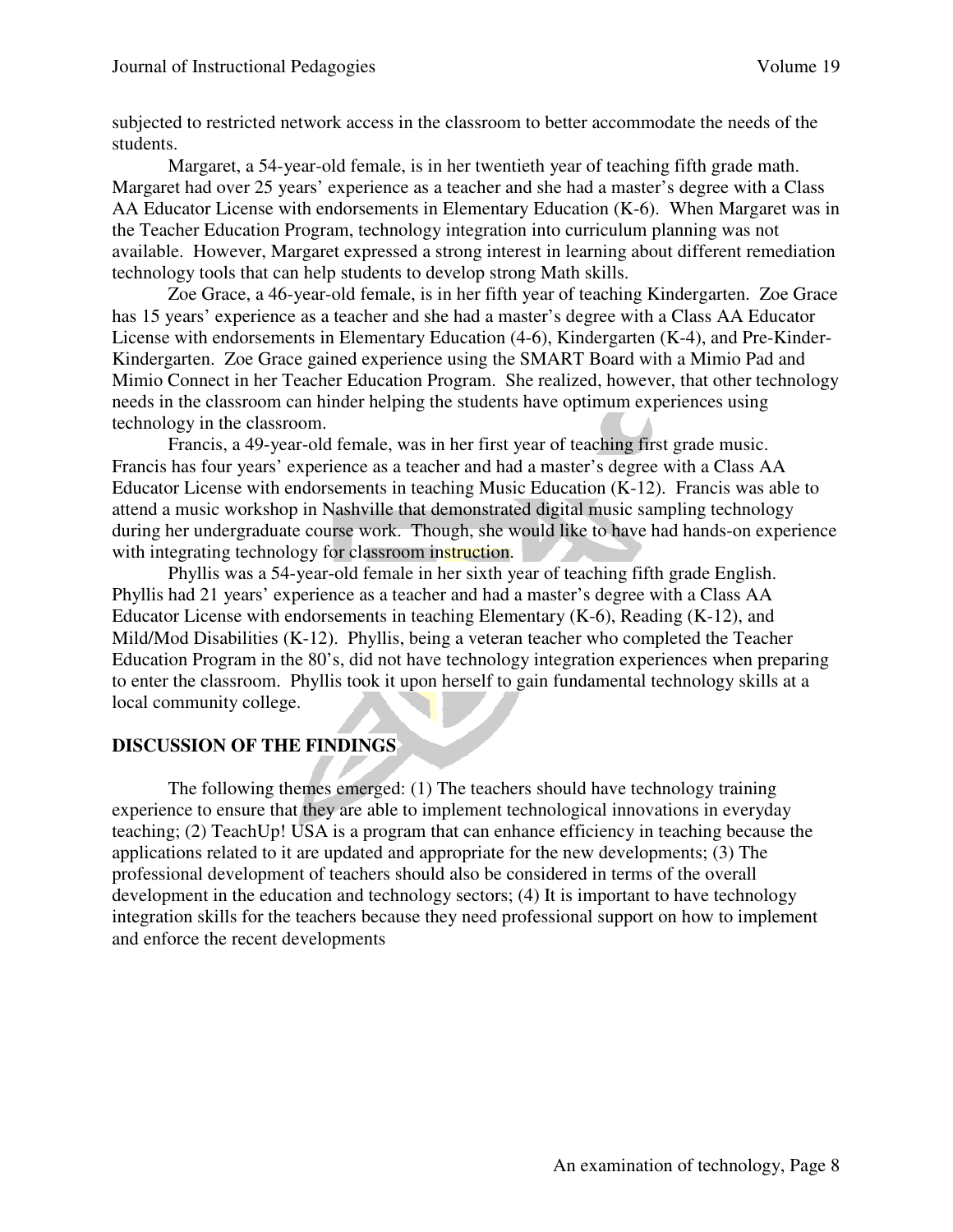subjected to restricted network access in the classroom to better accommodate the needs of the students.

Margaret, a 54-year-old female, is in her twentieth year of teaching fifth grade math. Margaret had over 25 years' experience as a teacher and she had a master's degree with a Class AA Educator License with endorsements in Elementary Education (K-6). When Margaret was in the Teacher Education Program, technology integration into curriculum planning was not available. However, Margaret expressed a strong interest in learning about different remediation technology tools that can help students to develop strong Math skills.

Zoe Grace, a 46-year-old female, is in her fifth year of teaching Kindergarten. Zoe Grace has 15 years' experience as a teacher and she had a master's degree with a Class AA Educator License with endorsements in Elementary Education (4-6), Kindergarten (K-4), and Pre-Kinder-Kindergarten. Zoe Grace gained experience using the SMART Board with a Mimio Pad and Mimio Connect in her Teacher Education Program. She realized, however, that other technology needs in the classroom can hinder helping the students have optimum experiences using technology in the classroom.

Francis, a 49-year-old female, was in her first year of teaching first grade music. Francis has four years' experience as a teacher and had a master's degree with a Class AA Educator License with endorsements in teaching Music Education (K-12). Francis was able to attend a music workshop in Nashville that demonstrated digital music sampling technology during her undergraduate course work. Though, she would like to have had hands-on experience with integrating technology for classroom instruction.

Phyllis was a 54-year-old female in her sixth year of teaching fifth grade English. Phyllis had 21 years' experience as a teacher and had a master's degree with a Class AA Educator License with endorsements in teaching Elementary (K-6), Reading (K-12), and Mild/Mod Disabilities (K-12). Phyllis, being a veteran teacher who completed the Teacher Education Program in the 80's, did not have technology integration experiences when preparing to enter the classroom. Phyllis took it upon herself to gain fundamental technology skills at a local community college.

## DISCUSSION OF THE FINDINGS

The following themes emerged: (1) The teachers should have technology training experience to ensure that they are able to implement technological innovations in everyday teaching; (2) TeachUp! USA is a program that can enhance efficiency in teaching because the applications related to it are updated and appropriate for the new developments; (3) The professional development of teachers should also be considered in terms of the overall development in the education and technology sectors; (4) It is important to have technology integration skills for the teachers because they need professional support on how to implement and enforce the recent developments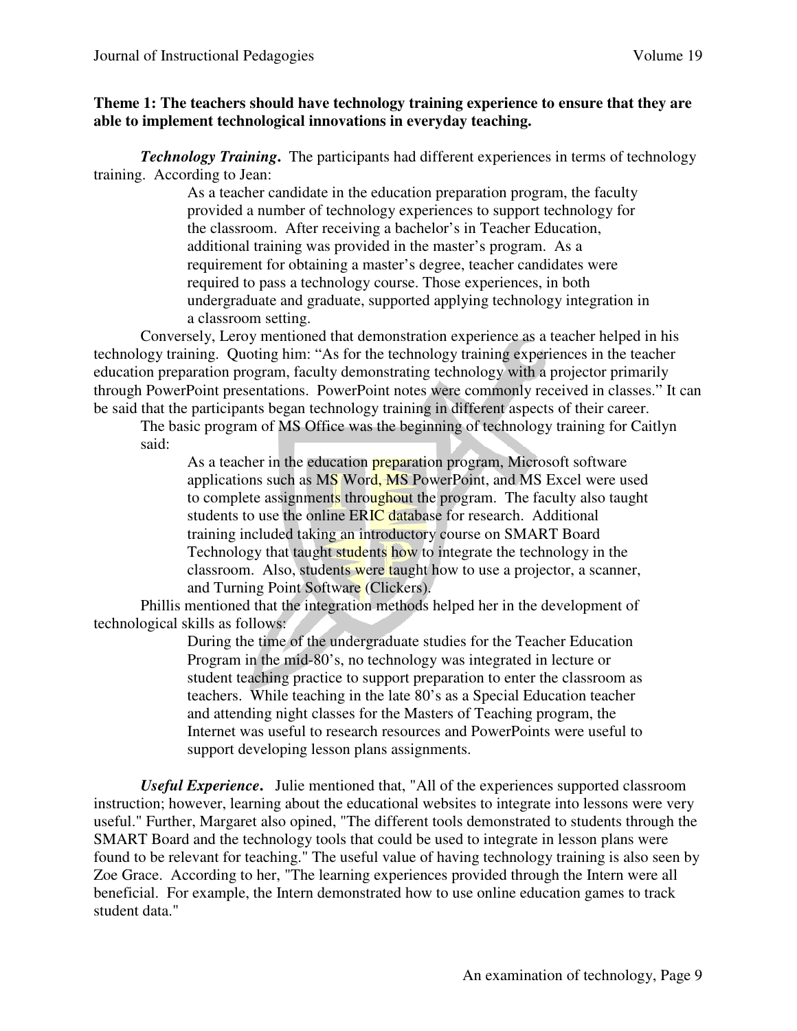**Theme 1: The teachers should have technology training experience to ensure that they are able to implement technological innovations in everyday teaching.**

***Technology Training*.** The participants had different experiences in terms of technology training. According to Jean:

> As a teacher candidate in the education preparation program, the faculty provided a number of technology experiences to support technology for the classroom. After receiving a bachelor's in Teacher Education, additional training was provided in the master's program. As a requirement for obtaining a master's degree, teacher candidates were required to pass a technology course. Those experiences, in both undergraduate and graduate, supported applying technology integration in a classroom setting.

Conversely, Leroy mentioned that demonstration experience as a teacher helped in his technology training. Quoting him: "As for the technology training experiences in the teacher education preparation program, faculty demonstrating technology with a projector primarily through PowerPoint presentations. PowerPoint notes were commonly received in classes." It can be said that the participants began technology training in different aspects of their career.

The basic program of MS Office was the beginning of technology training for Caitlyn said:

> As a teacher in the education preparation program, Microsoft software applications such as MS Word, MS PowerPoint, and MS Excel were used to complete assignments throughout the program. The faculty also taught students to use the online ERIC database for research. Additional training included taking an introductory course on SMART Board Technology that taught students how to integrate the technology in the classroom. Also, students were taught how to use a projector, a scanner, and Turning Point Software (Clickers).

Phillis mentioned that the integration methods helped her in the development of technological skills as follows:

> During the time of the undergraduate studies for the Teacher Education Program in the mid-80's, no technology was integrated in lecture or student teaching practice to support preparation to enter the classroom as teachers. While teaching in the late 80's as a Special Education teacher and attending night classes for the Masters of Teaching program, the Internet was useful to research resources and PowerPoints were useful to support developing lesson plans assignments.

***Useful Experience*.** Julie mentioned that, "All of the experiences supported classroom instruction; however, learning about the educational websites to integrate into lessons were very useful." Further, Margaret also opined, "The different tools demonstrated to students through the SMART Board and the technology tools that could be used to integrate in lesson plans were found to be relevant for teaching." The useful value of having technology training is also seen by Zoe Grace. According to her, "The learning experiences provided through the Intern were all beneficial. For example, the Intern demonstrated how to use online education games to track student data."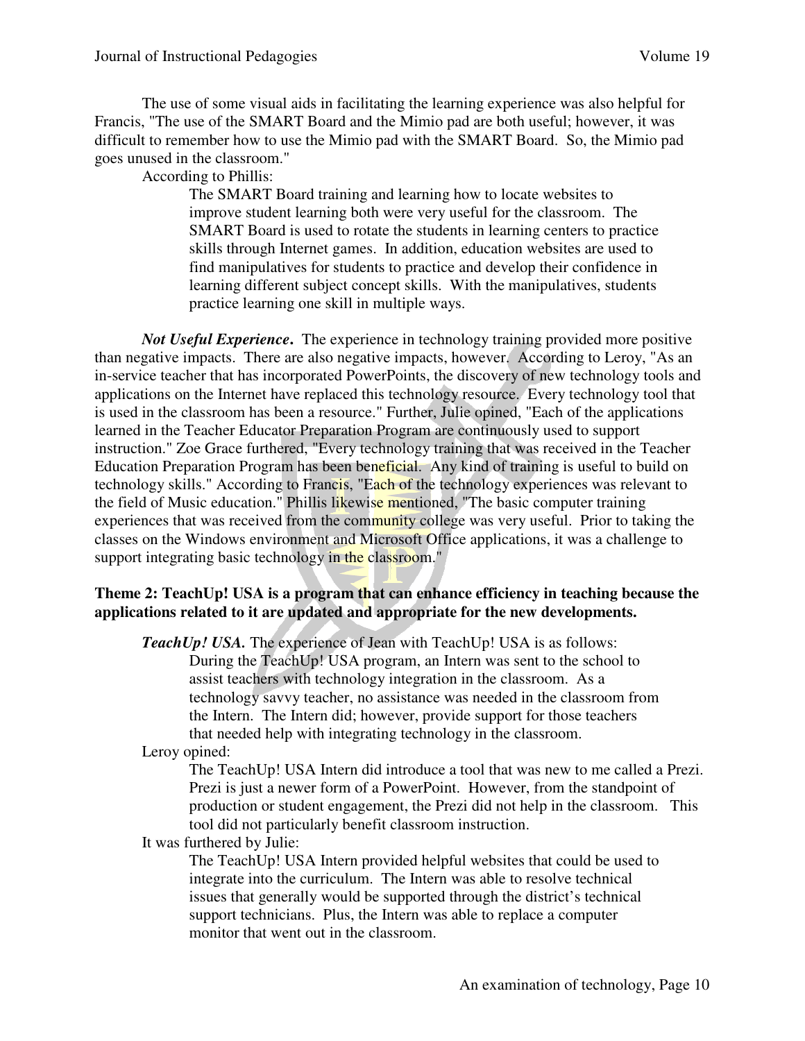The use of some visual aids in facilitating the learning experience was also helpful for Francis, "The use of the SMART Board and the Mimio pad are both useful; however, it was difficult to remember how to use the Mimio pad with the SMART Board. So, the Mimio pad goes unused in the classroom."

According to Phillis:

> The SMART Board training and learning how to locate websites to improve student learning both were very useful for the classroom. The SMART Board is used to rotate the students in learning centers to practice skills through Internet games. In addition, education websites are used to find manipulatives for students to practice and develop their confidence in learning different subject concept skills. With the manipulatives, students practice learning one skill in multiple ways.

***Not Useful Experience*.** The experience in technology training provided more positive than negative impacts. There are also negative impacts, however. According to Leroy, "As an in-service teacher that has incorporated PowerPoints, the discovery of new technology tools and applications on the Internet have replaced this technology resource. Every technology tool that is used in the classroom has been a resource." Further, Julie opined, "Each of the applications learned in the Teacher Educator Preparation Program are continuously used to support instruction." Zoe Grace furthered, "Every technology training that was received in the Teacher Education Preparation Program has been beneficial. Any kind of training is useful to build on technology skills." According to Francis, "Each of the technology experiences was relevant to the field of Music education." Phillis likewise mentioned, "The basic computer training experiences that was received from the community college was very useful. Prior to taking the classes on the Windows environment and Microsoft Office applications, it was a challenge to support integrating basic technology in the classroom."

### Theme 2: TeachUp! USA is a program that can enhance efficiency in teaching because the applications related to it are updated and appropriate for the new developments.

***TeachUp! USA.*** The experience of Jean with TeachUp! USA is as follows:

> During the TeachUp! USA program, an Intern was sent to the school to assist teachers with technology integration in the classroom. As a technology savvy teacher, no assistance was needed in the classroom from the Intern. The Intern did; however, provide support for those teachers that needed help with integrating technology in the classroom.

Leroy opined:

> The TeachUp! USA Intern did introduce a tool that was new to me called a Prezi. Prezi is just a newer form of a PowerPoint. However, from the standpoint of production or student engagement, the Prezi did not help in the classroom. This tool did not particularly benefit classroom instruction.

It was furthered by Julie:

> The TeachUp! USA Intern provided helpful websites that could be used to integrate into the curriculum. The Intern was able to resolve technical issues that generally would be supported through the district's technical support technicians. Plus, the Intern was able to replace a computer monitor that went out in the classroom.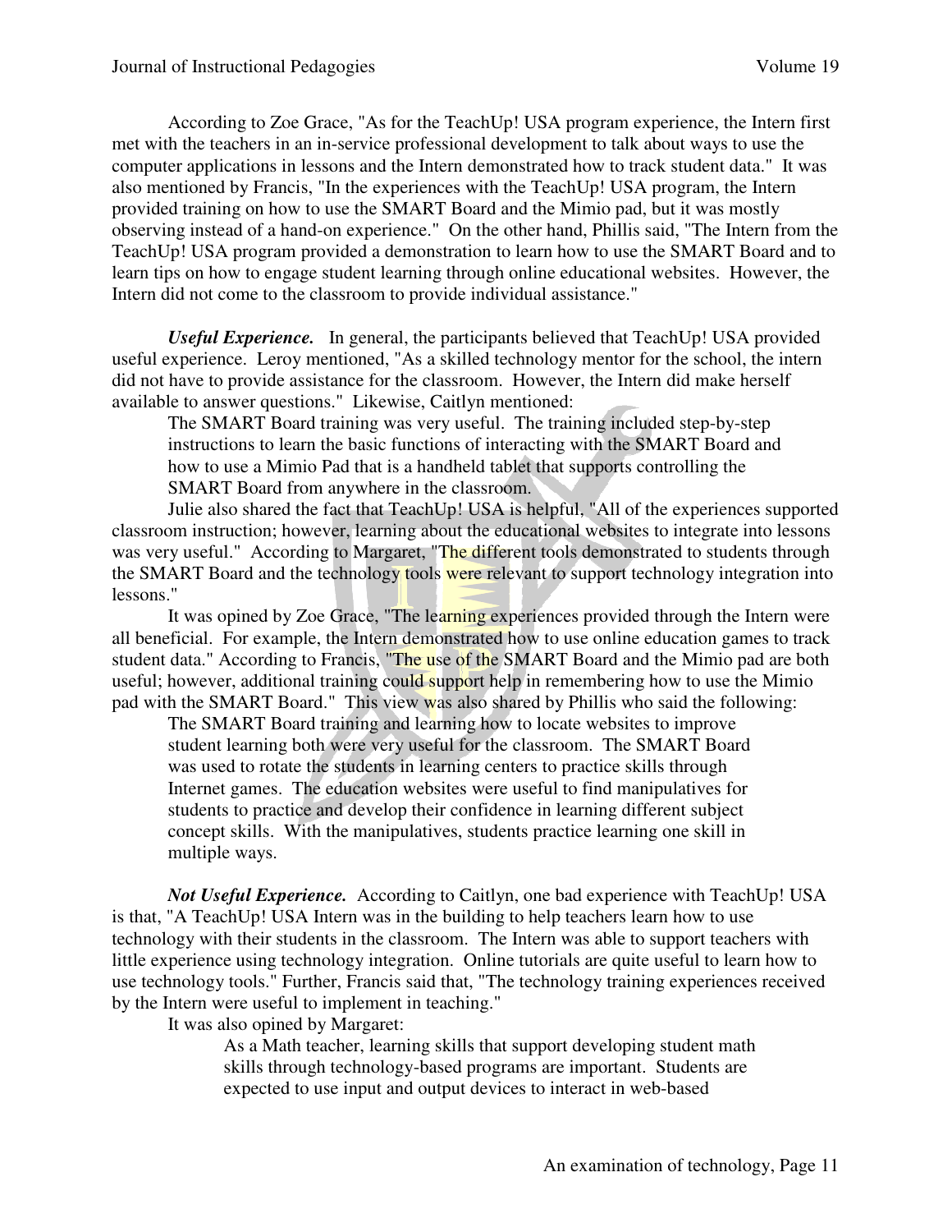According to Zoe Grace, "As for the TeachUp! USA program experience, the Intern first met with the teachers in an in-service professional development to talk about ways to use the computer applications in lessons and the Intern demonstrated how to track student data." It was also mentioned by Francis, "In the experiences with the TeachUp! USA program, the Intern provided training on how to use the SMART Board and the Mimio pad, but it was mostly observing instead of a hand-on experience." On the other hand, Phillis said, "The Intern from the TeachUp! USA program provided a demonstration to learn how to use the SMART Board and to learn tips on how to engage student learning through online educational websites. However, the Intern did not come to the classroom to provide individual assistance."

***Useful Experience.*** In general, the participants believed that TeachUp! USA provided useful experience. Leroy mentioned, "As a skilled technology mentor for the school, the intern did not have to provide assistance for the classroom. However, the Intern did make herself available to answer questions." Likewise, Caitlyn mentioned:

> The SMART Board training was very useful. The training included step-by-step instructions to learn the basic functions of interacting with the SMART Board and how to use a Mimio Pad that is a handheld tablet that supports controlling the SMART Board from anywhere in the classroom.

Julie also shared the fact that TeachUp! USA is helpful, "All of the experiences supported classroom instruction; however, learning about the educational websites to integrate into lessons was very useful." According to Margaret, "The different tools demonstrated to students through the SMART Board and the technology tools were relevant to support technology integration into lessons."

It was opined by Zoe Grace, "The learning experiences provided through the Intern were all beneficial. For example, the Intern demonstrated how to use online education games to track student data." According to Francis, "The use of the SMART Board and the Mimio pad are both useful; however, additional training could support help in remembering how to use the Mimio pad with the SMART Board." This view was also shared by Phillis who said the following:

> The SMART Board training and learning how to locate websites to improve student learning both were very useful for the classroom. The SMART Board was used to rotate the students in learning centers to practice skills through Internet games. The education websites were useful to find manipulatives for students to practice and develop their confidence in learning different subject concept skills. With the manipulatives, students practice learning one skill in multiple ways.

***Not Useful Experience.*** According to Caitlyn, one bad experience with TeachUp! USA is that, "A TeachUp! USA Intern was in the building to help teachers learn how to use technology with their students in the classroom. The Intern was able to support teachers with little experience using technology integration. Online tutorials are quite useful to learn how to use technology tools." Further, Francis said that, "The technology training experiences received by the Intern were useful to implement in teaching."

It was also opined by Margaret:

> As a Math teacher, learning skills that support developing student math skills through technology-based programs are important. Students are expected to use input and output devices to interact in web-based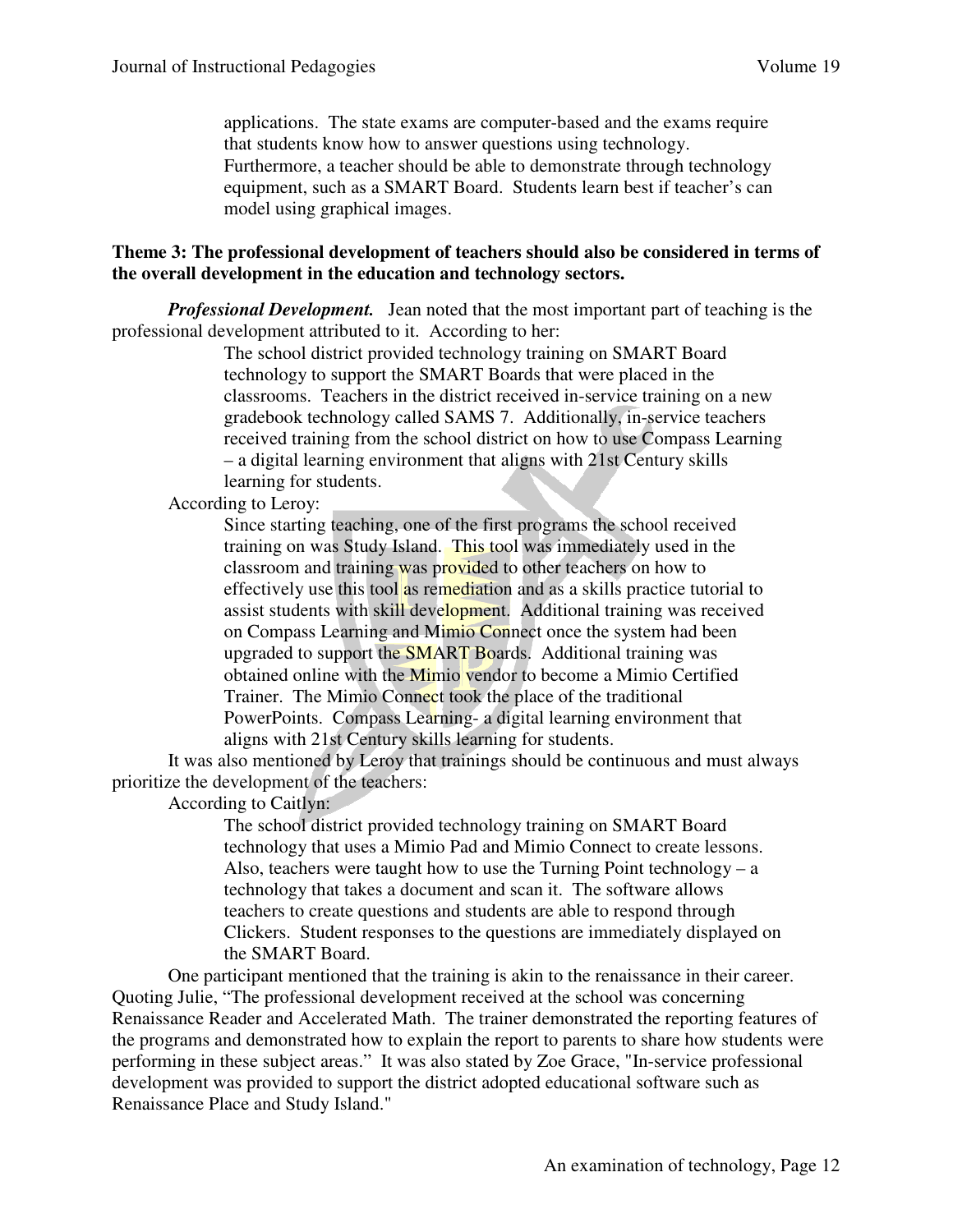applications. The state exams are computer-based and the exams require that students know how to answer questions using technology. Furthermore, a teacher should be able to demonstrate through technology equipment, such as a SMART Board. Students learn best if teacher's can model using graphical images.

**Theme 3: The professional development of teachers should also be considered in terms of the overall development in the education and technology sectors.**

***Professional Development.*** Jean noted that the most important part of teaching is the professional development attributed to it. According to her:

> The school district provided technology training on SMART Board technology to support the SMART Boards that were placed in the classrooms. Teachers in the district received in-service training on a new gradebook technology called SAMS 7. Additionally, in-service teachers received training from the school district on how to use Compass Learning – a digital learning environment that aligns with 21st Century skills learning for students.

According to Leroy:

> Since starting teaching, one of the first programs the school received training on was Study Island. This tool was immediately used in the classroom and training was provided to other teachers on how to effectively use this tool as remediation and as a skills practice tutorial to assist students with skill development. Additional training was received on Compass Learning and Mimio Connect once the system had been upgraded to support the SMART Boards. Additional training was obtained online with the Mimio vendor to become a Mimio Certified Trainer. The Mimio Connect took the place of the traditional PowerPoints. Compass Learning- a digital learning environment that aligns with 21st Century skills learning for students.

It was also mentioned by Leroy that trainings should be continuous and must always prioritize the development of the teachers:

According to Caitlyn:

> The school district provided technology training on SMART Board technology that uses a Mimio Pad and Mimio Connect to create lessons. Also, teachers were taught how to use the Turning Point technology – a technology that takes a document and scan it. The software allows teachers to create questions and students are able to respond through Clickers. Student responses to the questions are immediately displayed on the SMART Board.

One participant mentioned that the training is akin to the renaissance in their career. Quoting Julie, "The professional development received at the school was concerning Renaissance Reader and Accelerated Math. The trainer demonstrated the reporting features of the programs and demonstrated how to explain the report to parents to share how students were performing in these subject areas." It was also stated by Zoe Grace, "In-service professional development was provided to support the district adopted educational software such as Renaissance Place and Study Island."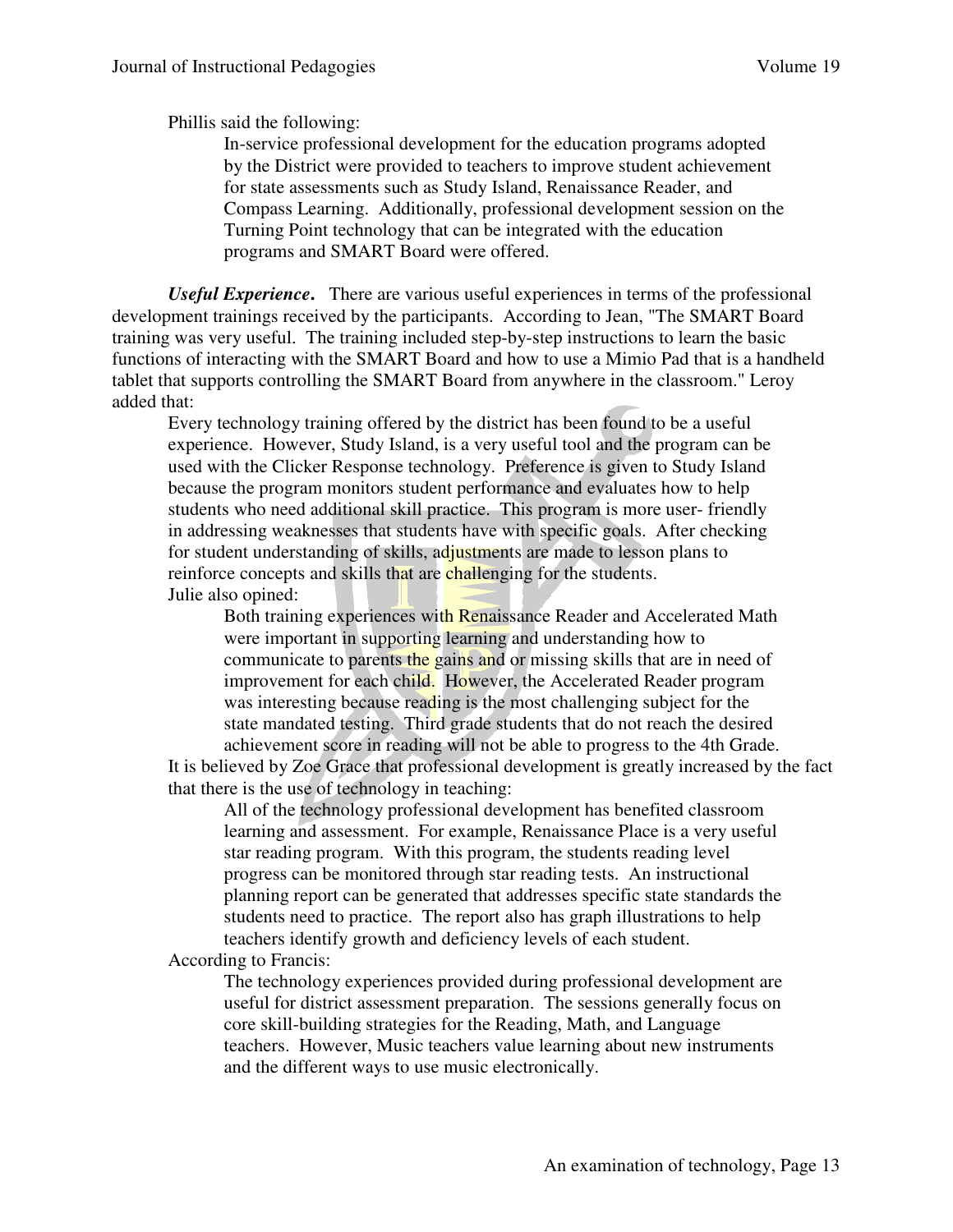Phillis said the following:

> In-service professional development for the education programs adopted by the District were provided to teachers to improve student achievement for state assessments such as Study Island, Renaissance Reader, and Compass Learning. Additionally, professional development session on the Turning Point technology that can be integrated with the education programs and SMART Board were offered.

***Useful Experience*.** There are various useful experiences in terms of the professional development trainings received by the participants. According to Jean, "The SMART Board training was very useful. The training included step-by-step instructions to learn the basic functions of interacting with the SMART Board and how to use a Mimio Pad that is a handheld tablet that supports controlling the SMART Board from anywhere in the classroom." Leroy added that:

> Every technology training offered by the district has been found to be a useful experience. However, Study Island, is a very useful tool and the program can be used with the Clicker Response technology. Preference is given to Study Island because the program monitors student performance and evaluates how to help students who need additional skill practice. This program is more user- friendly in addressing weaknesses that students have with specific goals. After checking for student understanding of skills, adjustments are made to lesson plans to reinforce concepts and skills that are challenging for the students.

Julie also opined:

> Both training experiences with Renaissance Reader and Accelerated Math were important in supporting learning and understanding how to communicate to parents the gains and or missing skills that are in need of improvement for each child. However, the Accelerated Reader program was interesting because reading is the most challenging subject for the state mandated testing. Third grade students that do not reach the desired achievement score in reading will not be able to progress to the 4th Grade.

It is believed by Zoe Grace that professional development is greatly increased by the fact that there is the use of technology in teaching:

> All of the technology professional development has benefited classroom learning and assessment. For example, Renaissance Place is a very useful star reading program. With this program, the students reading level progress can be monitored through star reading tests. An instructional planning report can be generated that addresses specific state standards the students need to practice. The report also has graph illustrations to help teachers identify growth and deficiency levels of each student.

According to Francis:

> The technology experiences provided during professional development are useful for district assessment preparation. The sessions generally focus on core skill-building strategies for the Reading, Math, and Language teachers. However, Music teachers value learning about new instruments and the different ways to use music electronically.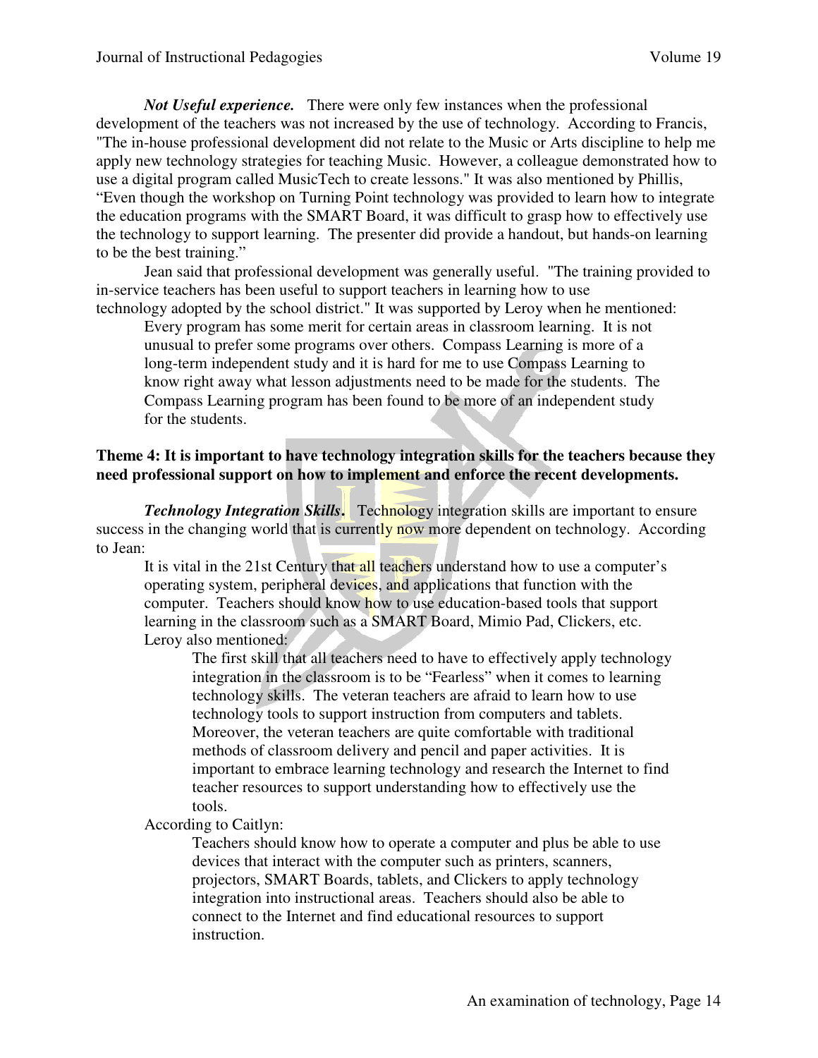***Not Useful experience.*** There were only few instances when the professional development of the teachers was not increased by the use of technology. According to Francis, "The in-house professional development did not relate to the Music or Arts discipline to help me apply new technology strategies for teaching Music. However, a colleague demonstrated how to use a digital program called MusicTech to create lessons." It was also mentioned by Phillis, "Even though the workshop on Turning Point technology was provided to learn how to integrate the education programs with the SMART Board, it was difficult to grasp how to effectively use the technology to support learning. The presenter did provide a handout, but hands-on learning to be the best training."

Jean said that professional development was generally useful. "The training provided to in-service teachers has been useful to support teachers in learning how to use technology adopted by the school district." It was supported by Leroy when he mentioned:

> Every program has some merit for certain areas in classroom learning. It is not unusual to prefer some programs over others. Compass Learning is more of a long-term independent study and it is hard for me to use Compass Learning to know right away what lesson adjustments need to be made for the students. The Compass Learning program has been found to be more of an independent study for the students.

**Theme 4: It is important to have technology integration skills for the teachers because they need professional support on how to implement and enforce the recent developments.**

***Technology Integration Skills.*** Technology integration skills are important to ensure success in the changing world that is currently now more dependent on technology. According to Jean:

> It is vital in the 21st Century that all teachers understand how to use a computer's operating system, peripheral devices, and applications that function with the computer. Teachers should know how to use education-based tools that support learning in the classroom such as a SMART Board, Mimio Pad, Clickers, etc.

Leroy also mentioned:

> The first skill that all teachers need to have to effectively apply technology integration in the classroom is to be "Fearless" when it comes to learning technology skills. The veteran teachers are afraid to learn how to use technology tools to support instruction from computers and tablets. Moreover, the veteran teachers are quite comfortable with traditional methods of classroom delivery and pencil and paper activities. It is important to embrace learning technology and research the Internet to find teacher resources to support understanding how to effectively use the tools.

According to Caitlyn:

> Teachers should know how to operate a computer and plus be able to use devices that interact with the computer such as printers, scanners, projectors, SMART Boards, tablets, and Clickers to apply technology integration into instructional areas. Teachers should also be able to connect to the Internet and find educational resources to support instruction.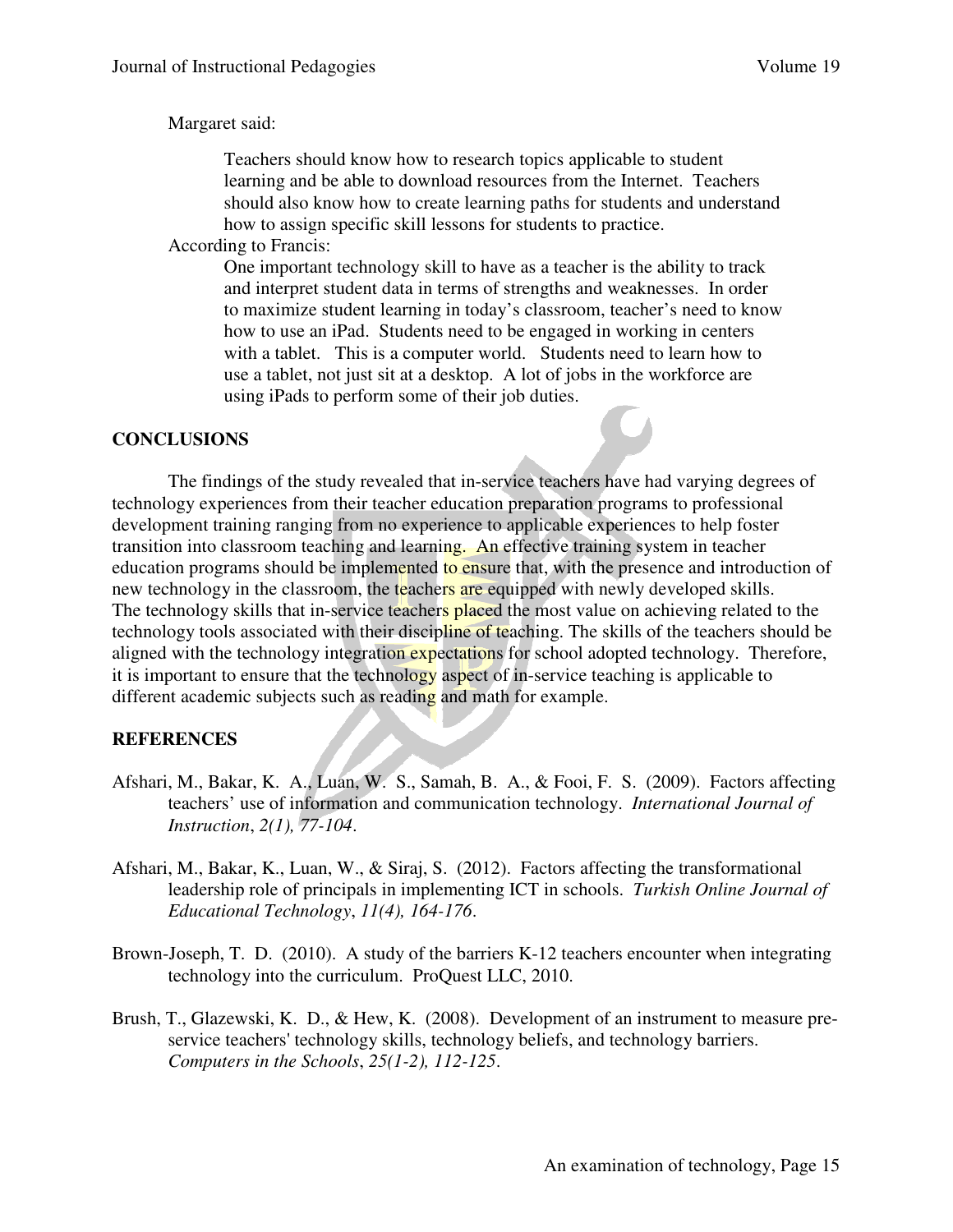Margaret said:

> Teachers should know how to research topics applicable to student learning and be able to download resources from the Internet. Teachers should also know how to create learning paths for students and understand how to assign specific skill lessons for students to practice.

According to Francis:

> One important technology skill to have as a teacher is the ability to track and interpret student data in terms of strengths and weaknesses. In order to maximize student learning in today's classroom, teacher's need to know how to use an iPad. Students need to be engaged in working in centers with a tablet. This is a computer world. Students need to learn how to use a tablet, not just sit at a desktop. A lot of jobs in the workforce are using iPads to perform some of their job duties.

## CONCLUSIONS

The findings of the study revealed that in-service teachers have had varying degrees of technology experiences from their teacher education preparation programs to professional development training ranging from no experience to applicable experiences to help foster transition into classroom teaching and learning. An effective training system in teacher education programs should be implemented to ensure that, with the presence and introduction of new technology in the classroom, the teachers are equipped with newly developed skills. The technology skills that in-service teachers placed the most value on achieving related to the technology tools associated with their discipline of teaching. The skills of the teachers should be aligned with the technology integration expectations for school adopted technology. Therefore, it is important to ensure that the technology aspect of in-service teaching is applicable to different academic subjects such as reading and math for example.

## REFERENCES

Afshari, M., Bakar, K. A., Luan, W. S., Samah, B. A., & Fooi, F. S. (2009). Factors affecting teachers' use of information and communication technology. *International Journal of Instruction*, *2(1), 77-104*.

Afshari, M., Bakar, K., Luan, W., & Siraj, S. (2012). Factors affecting the transformational leadership role of principals in implementing ICT in schools. *Turkish Online Journal of Educational Technology*, *11(4), 164-176*.

Brown-Joseph, T. D. (2010). A study of the barriers K-12 teachers encounter when integrating technology into the curriculum. ProQuest LLC, 2010.

Brush, T., Glazewski, K. D., & Hew, K. (2008). Development of an instrument to measure pre-service teachers' technology skills, technology beliefs, and technology barriers. *Computers in the Schools*, *25(1-2), 112-125*.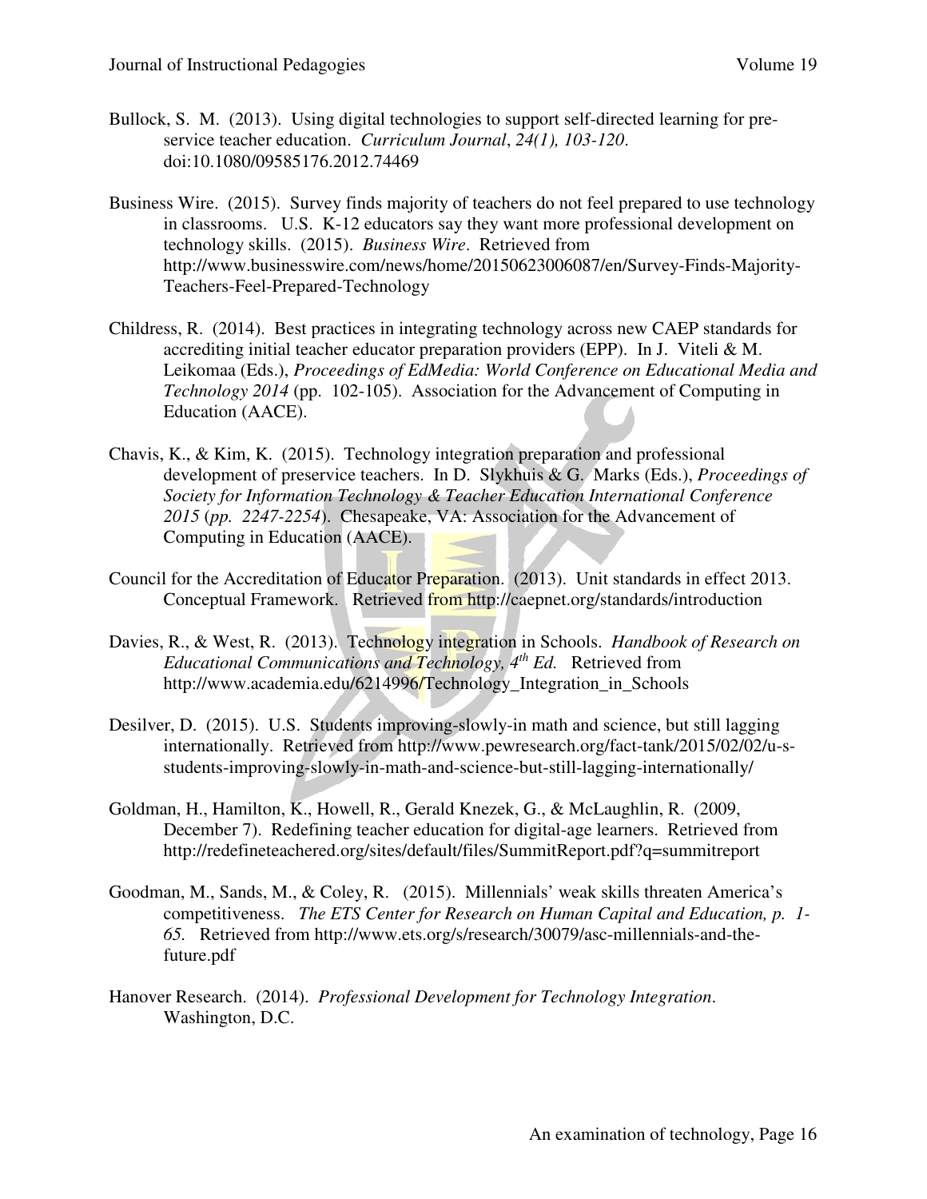Bullock, S. M. (2013). Using digital technologies to support self-directed learning for pre-service teacher education. *Curriculum Journal*, *24(1), 103-120*. doi:10.1080/09585176.2012.74469

Business Wire. (2015). Survey finds majority of teachers do not feel prepared to use technology in classrooms. U.S. K-12 educators say they want more professional development on technology skills. (2015). *Business Wire*. Retrieved from http://www.businesswire.com/news/home/20150623006087/en/Survey-Finds-Majority-Teachers-Feel-Prepared-Technology

Childress, R. (2014). Best practices in integrating technology across new CAEP standards for accrediting initial teacher educator preparation providers (EPP). In J. Viteli & M. Leikomaa (Eds.), *Proceedings of EdMedia: World Conference on Educational Media and Technology 2014* (pp. 102-105). Association for the Advancement of Computing in Education (AACE).

Chavis, K., & Kim, K. (2015). Technology integration preparation and professional development of preservice teachers. In D. Slykhuis & G. Marks (Eds.), *Proceedings of Society for Information Technology & Teacher Education International Conference 2015* (*pp. 2247-2254*). Chesapeake, VA: Association for the Advancement of Computing in Education (AACE).

Council for the Accreditation of Educator Preparation. (2013). Unit standards in effect 2013. Conceptual Framework. Retrieved from http://caepnet.org/standards/introduction

Davies, R., & West, R. (2013). Technology integration in Schools. *Handbook of Research on Educational Communications and Technology, 4th Ed.* Retrieved from http://www.academia.edu/6214996/Technology_Integration_in_Schools

Desilver, D. (2015). U.S. Students improving-slowly-in math and science, but still lagging internationally. Retrieved from http://www.pewresearch.org/fact-tank/2015/02/02/u-s-students-improving-slowly-in-math-and-science-but-still-lagging-internationally/

Goldman, H., Hamilton, K., Howell, R., Gerald Knezek, G., & McLaughlin, R. (2009, December 7). Redefining teacher education for digital-age learners. Retrieved from http://redefineteachered.org/sites/default/files/SummitReport.pdf?q=summitreport

Goodman, M., Sands, M., & Coley, R. (2015). Millennials' weak skills threaten America's competitiveness. *The ETS Center for Research on Human Capital and Education, p. 1-65.* Retrieved from http://www.ets.org/s/research/30079/asc-millennials-and-the-future.pdf

Hanover Research. (2014). *Professional Development for Technology Integration*. Washington, D.C.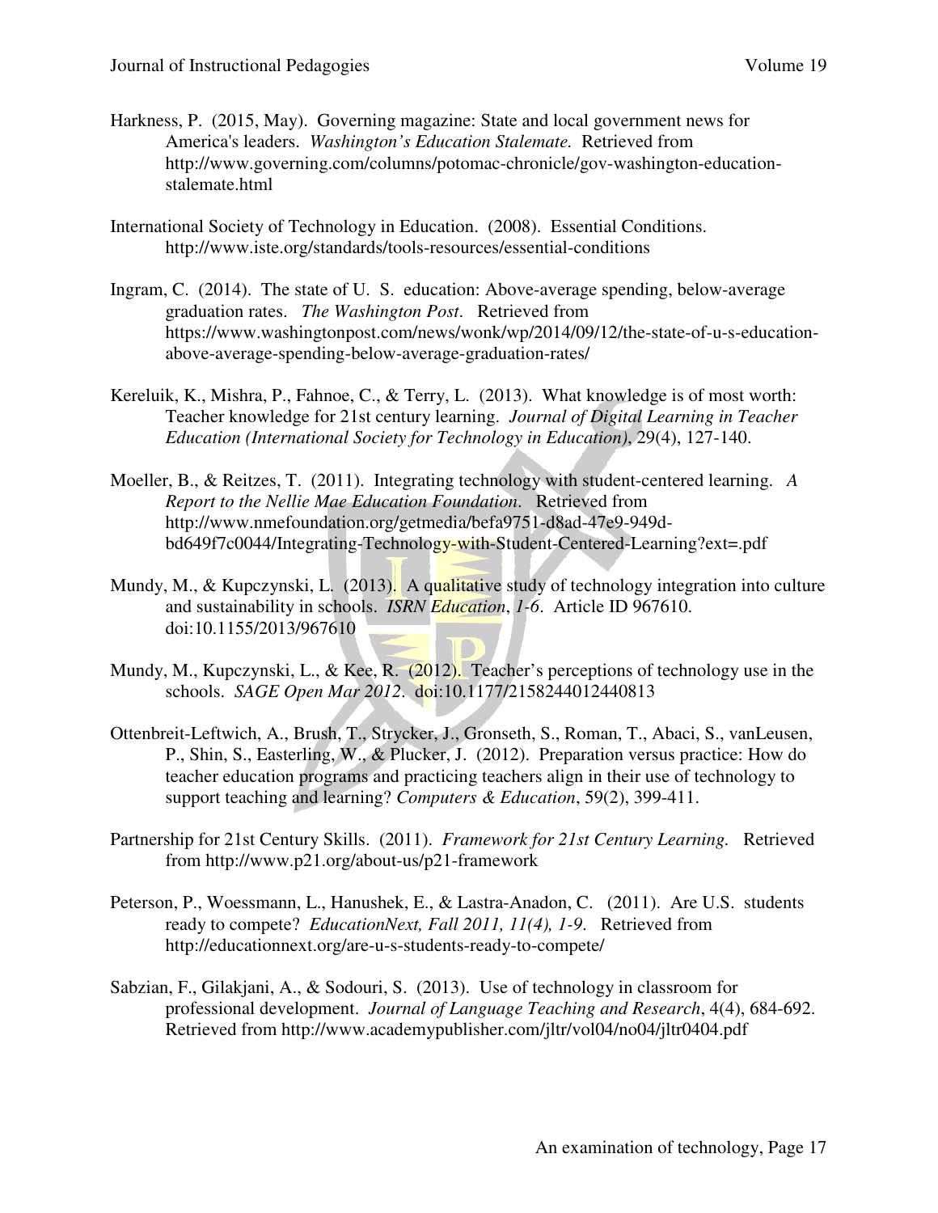Harkness, P. (2015, May). Governing magazine: State and local government news for America's leaders. *Washington's Education Stalemate.* Retrieved from http://www.governing.com/columns/potomac-chronicle/gov-washington-education-stalemate.html

International Society of Technology in Education. (2008). Essential Conditions. http://www.iste.org/standards/tools-resources/essential-conditions

Ingram, C. (2014). The state of U. S. education: Above-average spending, below-average graduation rates. *The Washington Post*. Retrieved from https://www.washingtonpost.com/news/wonk/wp/2014/09/12/the-state-of-u-s-education-above-average-spending-below-average-graduation-rates/

Kereluik, K., Mishra, P., Fahnoe, C., & Terry, L. (2013). What knowledge is of most worth: Teacher knowledge for 21st century learning. *Journal of Digital Learning in Teacher Education (International Society for Technology in Education)*, 29(4), 127-140.

Moeller, B., & Reitzes, T. (2011). Integrating technology with student-centered learning. *A Report to the Nellie Mae Education Foundation*. Retrieved from http://www.nmefoundation.org/getmedia/befa9751-d8ad-47e9-949d-bd649f7c0044/Integrating-Technology-with-Student-Centered-Learning?ext=.pdf

Mundy, M., & Kupczynski, L. (2013). A qualitative study of technology integration into culture and sustainability in schools. *ISRN Education, 1-6*. Article ID 967610. doi:10.1155/2013/967610

Mundy, M., Kupczynski, L., & Kee, R. (2012). Teacher's perceptions of technology use in the schools. *SAGE Open Mar 2012*. doi:10.1177/2158244012440813

Ottenbreit-Leftwich, A., Brush, T., Strycker, J., Gronseth, S., Roman, T., Abaci, S., vanLeusen, P., Shin, S., Easterling, W., & Plucker, J. (2012). Preparation versus practice: How do teacher education programs and practicing teachers align in their use of technology to support teaching and learning? *Computers & Education*, 59(2), 399-411.

Partnership for 21st Century Skills. (2011). *Framework for 21st Century Learning.* Retrieved from http://www.p21.org/about-us/p21-framework

Peterson, P., Woessmann, L., Hanushek, E., & Lastra-Anadon, C. (2011). Are U.S. students ready to compete? *EducationNext, Fall 2011, 11(4), 1-9.* Retrieved from http://educationnext.org/are-u-s-students-ready-to-compete/

Sabzian, F., Gilakjani, A., & Sodouri, S. (2013). Use of technology in classroom for professional development. *Journal of Language Teaching and Research*, 4(4), 684-692. Retrieved from http://www.academypublisher.com/jltr/vol04/no04/jltr0404.pdf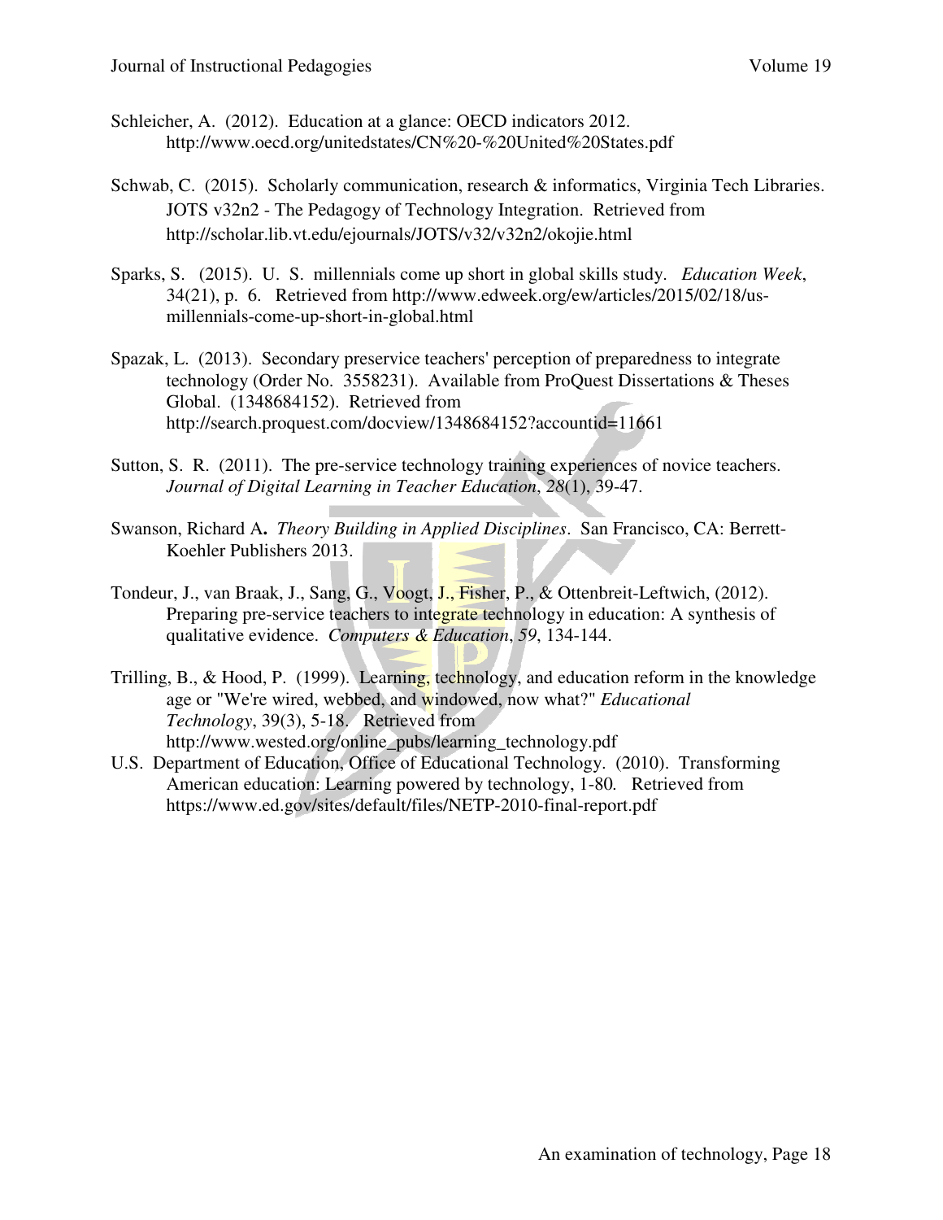Schleicher, A. (2012). Education at a glance: OECD indicators 2012. http://www.oecd.org/unitedstates/CN%20-%20United%20States.pdf

Schwab, C. (2015). Scholarly communication, research & informatics, Virginia Tech Libraries. JOTS v32n2 - The Pedagogy of Technology Integration. Retrieved from http://scholar.lib.vt.edu/ejournals/JOTS/v32/v32n2/okojie.html

Sparks, S. (2015). U. S. millennials come up short in global skills study. *Education Week*, 34(21), p. 6. Retrieved from http://www.edweek.org/ew/articles/2015/02/18/us-millennials-come-up-short-in-global.html

Spazak, L. (2013). Secondary preservice teachers' perception of preparedness to integrate technology (Order No. 3558231). Available from ProQuest Dissertations & Theses Global. (1348684152). Retrieved from http://search.proquest.com/docview/1348684152?accountid=11661

Sutton, S. R. (2011). The pre-service technology training experiences of novice teachers. *Journal of Digital Learning in Teacher Education*, *28*(1), 39-47.

Swanson, Richard A**.** *Theory Building in Applied Disciplines*. San Francisco, CA: Berrett-Koehler Publishers 2013.

Tondeur, J., van Braak, J., Sang, G., Voogt, J., Fisher, P., & Ottenbreit-Leftwich, (2012). Preparing pre-service teachers to integrate technology in education: A synthesis of qualitative evidence. *Computers & Education*, *59*, 134-144.

Trilling, B., & Hood, P. (1999). Learning, technology, and education reform in the knowledge age or "We're wired, webbed, and windowed, now what?" *Educational Technology*, 39(3), 5-18. Retrieved from http://www.wested.org/online_pubs/learning_technology.pdf

U.S. Department of Education, Office of Educational Technology. (2010). Transforming American education: Learning powered by technology, 1-80*.* Retrieved from https://www.ed.gov/sites/default/files/NETP-2010-final-report.pdf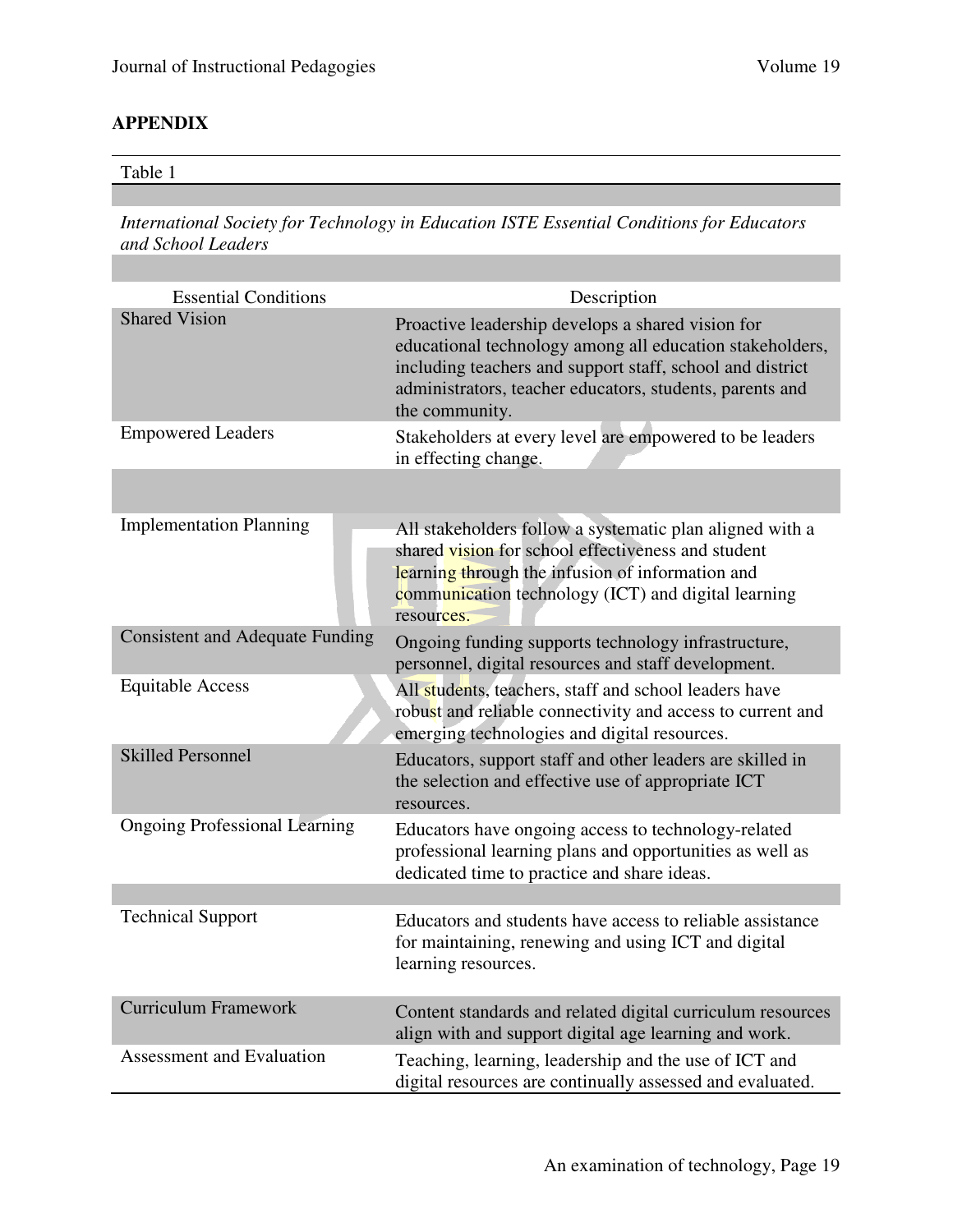## APPENDIX

Table 1

*International Society for Technology in Education ISTE Essential Conditions for Educators and School Leaders*

| Essential Conditions | Description |
| --- | --- |
| Shared Vision | Proactive leadership develops a shared vision for educational technology among all education stakeholders, including teachers and support staff, school and district administrators, teacher educators, students, parents and the community. |
| Empowered Leaders | Stakeholders at every level are empowered to be leaders in effecting change. |
| Implementation Planning | All stakeholders follow a systematic plan aligned with a shared vision for school effectiveness and student learning through the infusion of information and communication technology (ICT) and digital learning resources. |
| Consistent and Adequate Funding | Ongoing funding supports technology infrastructure, personnel, digital resources and staff development. |
| Equitable Access | All students, teachers, staff and school leaders have robust and reliable connectivity and access to current and emerging technologies and digital resources. |
| Skilled Personnel | Educators, support staff and other leaders are skilled in the selection and effective use of appropriate ICT resources. |
| Ongoing Professional Learning | Educators have ongoing access to technology-related professional learning plans and opportunities as well as dedicated time to practice and share ideas. |
| Technical Support | Educators and students have access to reliable assistance for maintaining, renewing and using ICT and digital learning resources. |
| Curriculum Framework | Content standards and related digital curriculum resources align with and support digital age learning and work. |
| Assessment and Evaluation | Teaching, learning, leadership and the use of ICT and digital resources are continually assessed and evaluated. |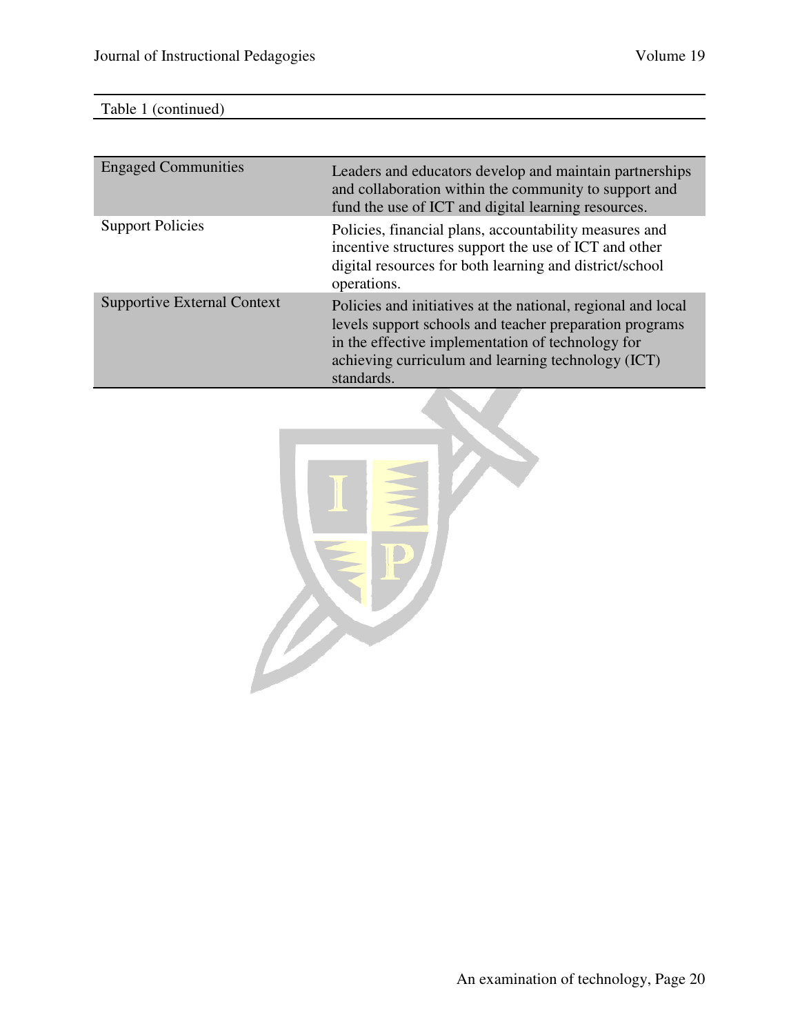Table 1 (continued)

| | |
|---|---|
| Engaged Communities | Leaders and educators develop and maintain partnerships and collaboration within the community to support and fund the use of ICT and digital learning resources. |
| Support Policies | Policies, financial plans, accountability measures and incentive structures support the use of ICT and other digital resources for both learning and district/school operations. |
| Supportive External Context | Policies and initiatives at the national, regional and local levels support schools and teacher preparation programs in the effective implementation of technology for achieving curriculum and learning technology (ICT) standards. |